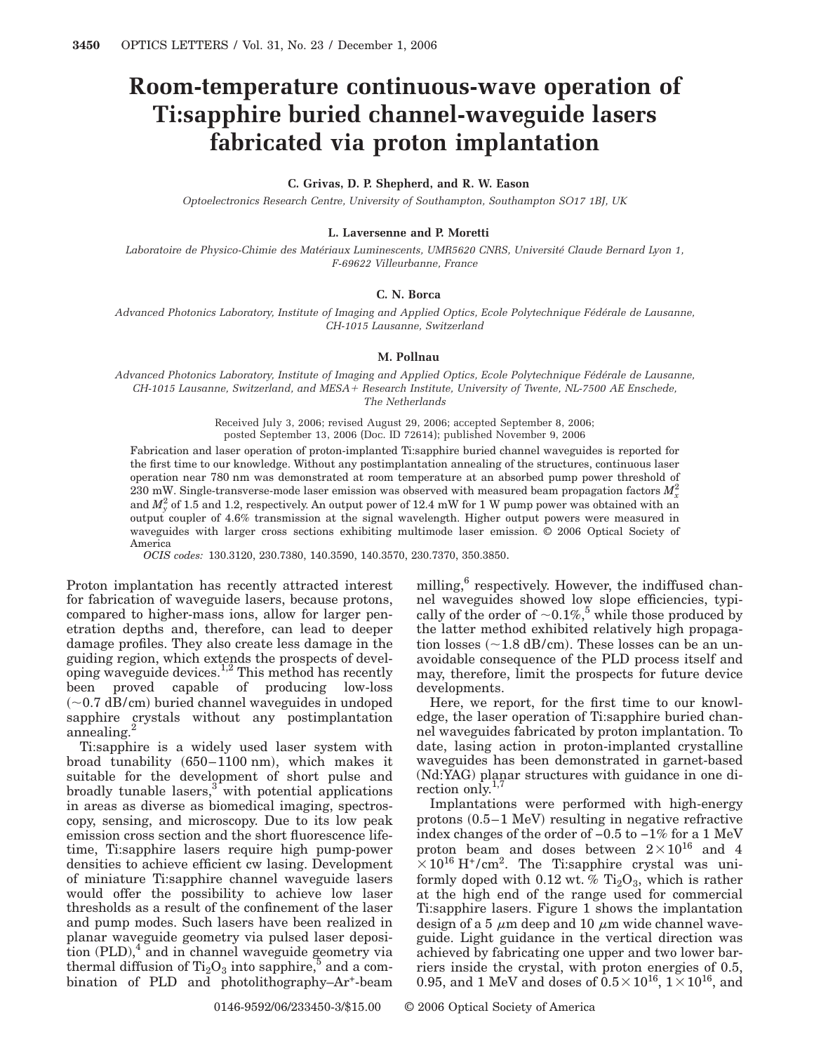# Room-temperature continuous-wave operation of Ti:sapphire buried channel-waveguide lasers fabricated via proton implantation

**C. Grivas, D. P. Shepherd, and R. W. Eason**

*Optoelectronics Research Centre, University of Southampton, Southampton SO17 1BJ, UK*

**L. Laversenne and P. Moretti**

*Laboratoire de Physico-Chimie des Matériaux Luminescents, UMR5620 CNRS, Université Claude Bernard Lyon 1, F-69622 Villeurbanne, France*

**C. N. Borca**

*Advanced Photonics Laboratory, Institute of Imaging and Applied Optics, Ecole Polytechnique Fédérale de Lausanne, CH-1015 Lausanne, Switzerland*

**M. Pollnau**

*Advanced Photonics Laboratory, Institute of Imaging and Applied Optics, Ecole Polytechnique Fédérale de Lausanne, CH-1015 Lausanne, Switzerland, and MESA+ Research Institute, University of Twente, NL-7500 AE Enschede, The Netherlands*

Received July 3, 2006; revised August 29, 2006; accepted September 8, 2006; posted September 13, 2006 (Doc. ID 72614); published November 9, 2006

Fabrication and laser operation of proton-implanted Ti:sapphire buried channel waveguides is reported for the first time to our knowledge. Without any postimplantation annealing of the structures, continuous laser operation near 780 nm was demonstrated at room temperature at an absorbed pump power threshold of 230 mW. Single-transverse-mode laser emission was observed with measured beam propagation factors $M_x^2$ and $M_y^2$ of 1.5 and 1.2, respectively. An output power of 12.4 mW for 1 W pump power was obtained with an output coupler of 4.6% transmission at the signal wavelength. Higher output powers were measured in waveguides with larger cross sections exhibiting multimode laser emission. © 2006 Optical Society of America

*OCIS codes:* 130.3120, 230.7380, 140.3590, 140.3570, 230.7370, 350.3850.

Proton implantation has recently attracted interest for fabrication of waveguide lasers, because protons, compared to higher-mass ions, allow for larger penetration depths and, therefore, can lead to deeper damage profiles. They also create less damage in the guiding region, which extends the prospects of developing waveguide devices.[1,2] This method has recently been proved capable of producing low-loss (~0.7 dB/cm) buried channel waveguides in undoped sapphire crystals without any postimplantation annealing.[2]

Ti:sapphire is a widely used laser system with broad tunability (650–1100 nm), which makes it suitable for the development of short pulse and broadly tunable lasers,[3] with potential applications in areas as diverse as biomedical imaging, spectroscopy, sensing, and microscopy. Due to its low peak emission cross section and the short fluorescence lifetime, Ti:sapphire lasers require high pump-power densities to achieve efficient cw lasing. Development of miniature Ti:sapphire channel waveguide lasers would offer the possibility to achieve low laser thresholds as a result of the confinement of the laser and pump modes. Such lasers have been realized in planar waveguide geometry via pulsed laser deposition (PLD),[4] and in channel waveguide geometry via thermal diffusion of $Ti_2O_3$ into sapphire,[5] and a combination of PLD and photolithography–$Ar^+$-beam milling,[6] respectively. However, the indiffused channel waveguides showed low slope efficiencies, typically of the order of ~0.1%,[5] while those produced by the latter method exhibited relatively high propagation losses (~1.8 dB/cm). These losses can be an unavoidable consequence of the PLD process itself and may, therefore, limit the prospects for future device developments.

Here, we report, for the first time to our knowledge, the laser operation of Ti:sapphire buried channel waveguides fabricated by proton implantation. To date, lasing action in proton-implanted crystalline waveguides has been demonstrated in garnet-based (Nd:YAG) planar structures with guidance in one direction only.[1,7]

Implantations were performed with high-energy protons (0.5–1 MeV) resulting in negative refractive index changes of the order of −0.5 to −1% for a 1 MeV proton beam and doses between $2\times10^{16}$ and $4\times10^{16}$ $H^+/cm^2$. The Ti:sapphire crystal was uniformly doped with 0.12 wt. % $Ti_2O_3$, which is rather at the high end of the range used for commercial Ti:sapphire lasers. Figure 1 shows the implantation design of a 5 $\mu$m deep and 10 $\mu$m wide channel waveguide. Light guidance in the vertical direction was achieved by fabricating one upper and two lower barriers inside the crystal, with proton energies of 0.5, 0.95, and 1 MeV and doses of $0.5\times10^{16}$, $1\times10^{16}$, and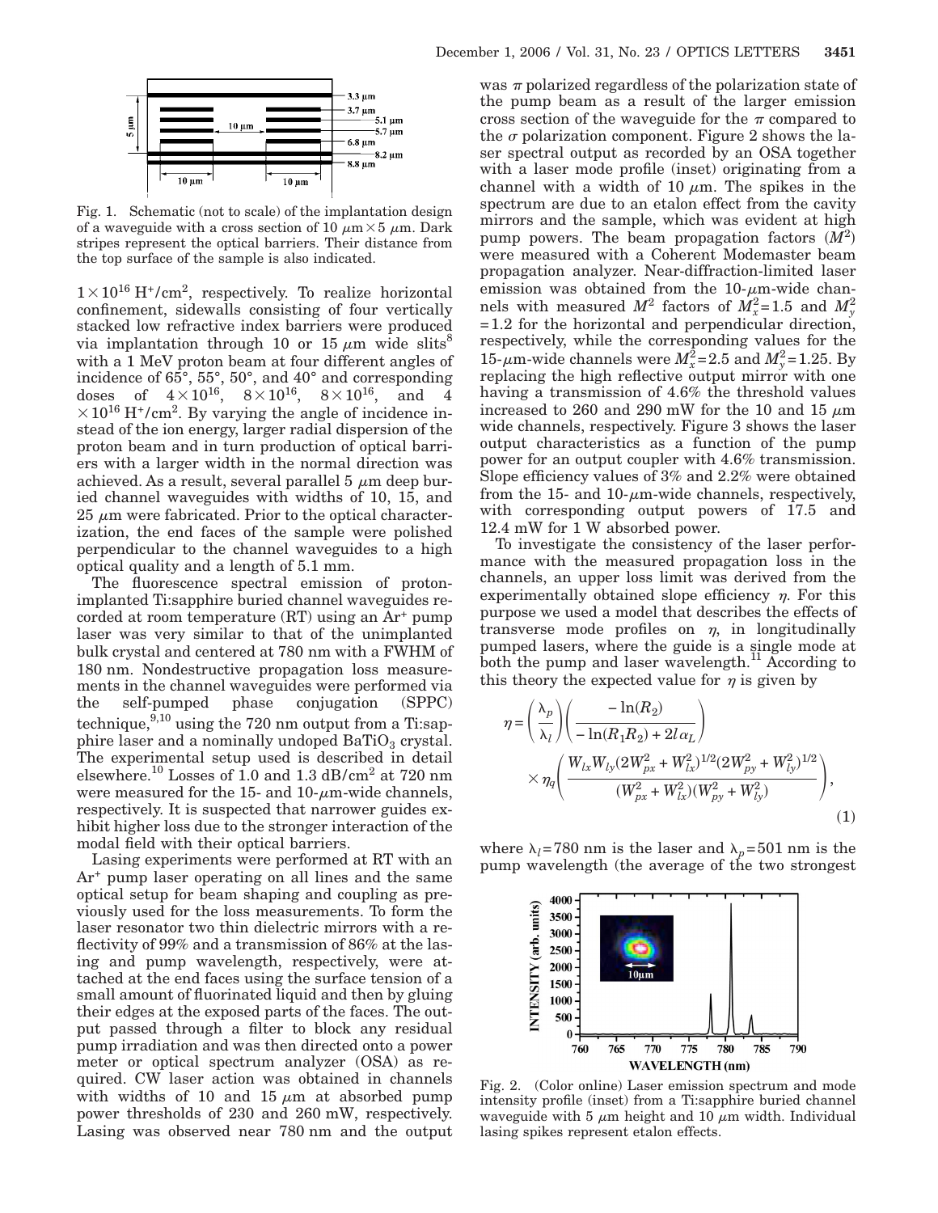Fig. 1. Schematic (not to scale) of the implantation design of a waveguide with a cross section of 10 $\mu$m $\times$ 5 $\mu$m. Dark stripes represent the optical barriers. Their distance from the top surface of the sample is also indicated.

$1\times10^{16}$ $H^+/cm^2$, respectively. To realize horizontal confinement, sidewalls consisting of four vertically stacked low refractive index barriers were produced via implantation through 10 or 15 $\mu$m wide slits[8] with a 1 MeV proton beam at four different angles of incidence of 65°, 55°, 50°, and 40° and corresponding doses of $4\times10^{16}$, $8\times10^{16}$, $8\times10^{16}$, and $4\times10^{16}$ $H^+/cm^2$. By varying the angle of incidence instead of the ion energy, larger radial dispersion of the proton beam and in turn production of optical barriers with a larger width in the normal direction was achieved. As a result, several parallel 5 $\mu$m deep buried channel waveguides with widths of 10, 15, and 25 $\mu$m were fabricated. Prior to the optical characterization, the end faces of the sample were polished perpendicular to the channel waveguides to a high optical quality and a length of 5.1 mm.

The fluorescence spectral emission of proton-implanted Ti:sapphire buried channel waveguides recorded at room temperature (RT) using an $Ar^+$ pump laser was very similar to that of the unimplanted bulk crystal and centered at 780 nm with a FWHM of 180 nm. Nondestructive propagation loss measurements in the channel waveguides were performed via the self-pumped phase conjugation (SPPC) technique,[9,10] using the 720 nm output from a Ti:sapphire laser and a nominally undoped $BaTiO_3$ crystal. The experimental setup used is described in detail elsewhere.[10] Losses of 1.0 and 1.3 dB/cm$^2$ at 720 nm were measured for the 15- and 10-$\mu$m-wide channels, respectively. It is suspected that narrower guides exhibit higher loss due to the stronger interaction of the modal field with their optical barriers.

Lasing experiments were performed at RT with an $Ar^+$ pump laser operating on all lines and the same optical setup for beam shaping and coupling as previously used for the loss measurements. To form the laser resonator two thin dielectric mirrors with a reflectivity of 99% and a transmission of 86% at the lasing and pump wavelength, respectively, were attached at the end faces using the surface tension of a small amount of fluorinated liquid and then by gluing their edges at the exposed parts of the faces. The output passed through a filter to block any residual pump irradiation and was then directed onto a power meter or optical spectrum analyzer (OSA) as required. CW laser action was obtained in channels with widths of 10 and 15 $\mu$m at absorbed pump power thresholds of 230 and 260 mW, respectively. Lasing was observed near 780 nm and the output was $\pi$ polarized regardless of the polarization state of the pump beam as a result of the larger emission cross section of the waveguide for the $\pi$ compared to the $\sigma$ polarization component. Figure 2 shows the laser spectral output as recorded by an OSA together with a laser mode profile (inset) originating from a channel with a width of 10 $\mu$m. The spikes in the spectrum are due to an etalon effect from the cavity mirrors and the sample, which was evident at high pump powers. The beam propagation factors ($M^2$) were measured with a Coherent Modemaster beam propagation analyzer. Near-diffraction-limited laser emission was obtained from the 10-$\mu$m-wide channels with measured $M^2$ factors of $M_x^2=1.5$ and $M_y^2=1.2$ for the horizontal and perpendicular direction, respectively, while the corresponding values for the 15-$\mu$m-wide channels were $M_x^2=2.5$ and $M_y^2=1.25$. By replacing the high reflective output mirror with one having a transmission of 4.6% the threshold values increased to 260 and 290 mW for the 10 and 15 $\mu$m wide channels, respectively. Figure 3 shows the laser output characteristics as a function of the pump power for an output coupler with 4.6% transmission. Slope efficiency values of 3% and 2.2% were obtained from the 15- and 10-$\mu$m-wide channels, respectively, with corresponding output powers of 17.5 and 12.4 mW for 1 W absorbed power.

To investigate the consistency of the laser performance with the measured propagation loss in the channels, an upper loss limit was derived from the experimentally obtained slope efficiency $\eta$. For this purpose we used a model that describes the effects of transverse mode profiles on $\eta$, in longitudinally pumped lasers, where the guide is a single mode at both the pump and laser wavelength.[11] According to this theory the expected value for $\eta$ is given by

$$\eta=\left(\frac{\lambda_p}{\lambda_l}\right)\left(\frac{-\ln(R_2)}{-\ln(R_1R_2)+2l\alpha_L}\right)\times\eta_q\left(\frac{W_{lx}W_{ly}(2W_{px}^2+W_{lx}^2)^{1/2}(2W_{py}^2+W_{ly}^2)^{1/2}}{(W_{px}^2+W_{lx}^2)(W_{py}^2+W_{ly}^2)}\right),\tag{1}$$

where $\lambda_l=780$ nm is the laser and $\lambda_p=501$ nm is the pump wavelength (the average of the two strongest

Fig. 2. (Color online) Laser emission spectrum and mode intensity profile (inset) from a Ti:sapphire buried channel waveguide with 5 $\mu$m height and 10 $\mu$m width. Individual lasing spikes represent etalon effects.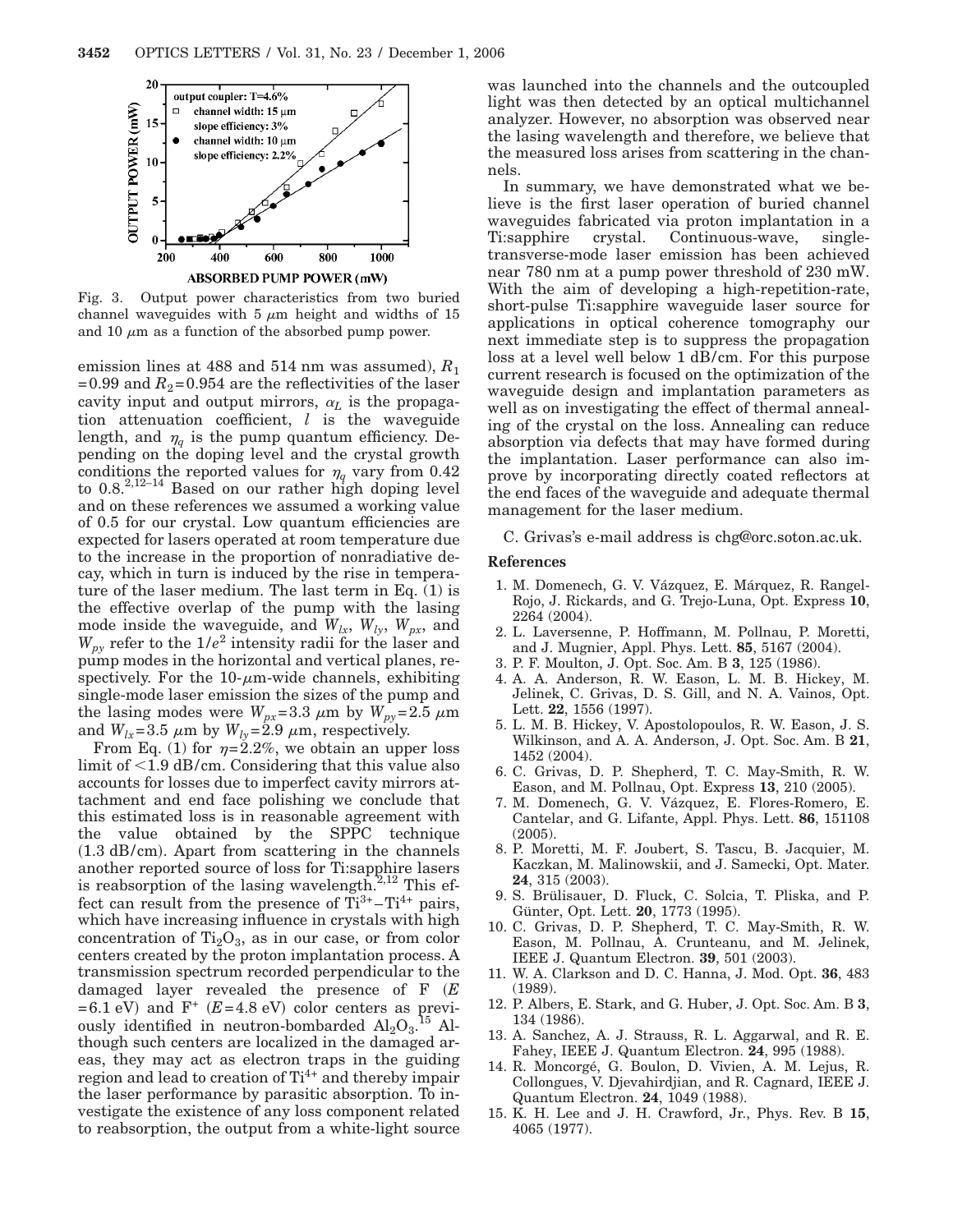output coupler: T=4.6%
channel width: 15 μm
slope efficiency: 3%
channel width: 10 μm
slope efficiency: 2.2%

OUTPUT POWER (mW)

ABSORBED PUMP POWER (mW)

0 5 10 15 20

200 400 600 800 1000

Fig. 3. Output power characteristics from two buried channel waveguides with 5 $\mu$m height and widths of 15 and 10 $\mu$m as a function of the absorbed pump power.

emission lines at 488 and 514 nm was assumed), $R_1 = 0.99$ and $R_2 = 0.954$ are the reflectivities of the laser cavity input and output mirrors, $\alpha_L$ is the propagation attenuation coefficient, $l$ is the waveguide length, and $\eta_q$ is the pump quantum efficiency. Depending on the doping level and the crystal growth conditions the reported values for $\eta_q$ vary from 0.42 to 0.8.[2,12–14] Based on our rather high doping level and on these references we assumed a working value of 0.5 for our crystal. Low quantum efficiencies are expected for lasers operated at room temperature due to the increase in the proportion of nonradiative decay, which in turn is induced by the rise in temperature of the laser medium. The last term in Eq. (1) is the effective overlap of the pump with the lasing mode inside the waveguide, and $W_{lx}$, $W_{ly}$, $W_{px}$, and $W_{py}$ refer to the $1/e^2$ intensity radii for the laser and pump modes in the horizontal and vertical planes, respectively. For the 10-$\mu$m-wide channels, exhibiting single-mode laser emission the sizes of the pump and the lasing modes were $W_{px} = 3.3$ $\mu$m by $W_{py} = 2.5$ $\mu$m and $W_{lx} = 3.5$ $\mu$m by $W_{ly} = 2.9$ $\mu$m, respectively.

From Eq. (1) for $\eta = 2.2\%$, we obtain an upper loss limit of $< 1.9$ dB/cm. Considering that this value also accounts for losses due to imperfect cavity mirrors attachment and end face polishing we conclude that this estimated loss is in reasonable agreement with the value obtained by the SPPC technique (1.3 dB/cm). Apart from scattering in the channels another reported source of loss for Ti:sapphire lasers is reabsorption of the lasing wavelength.[2,12] This effect can result from the presence of $Ti^{3+}$–$Ti^{4+}$ pairs, which have increasing influence in crystals with high concentration of $Ti_2O_3$, as in our case, or from color centers created by the proton implantation process. A transmission spectrum recorded perpendicular to the damaged layer revealed the presence of F ($E = 6.1$ eV) and $F^+$ ($E = 4.8$ eV) color centers as previously identified in neutron-bombarded $Al_2O_3$.[15] Although such centers are localized in the damaged areas, they may act as electron traps in the guiding region and lead to creation of $Ti^{4+}$ and thereby impair the laser performance by parasitic absorption. To investigate the existence of any loss component related to reabsorption, the output from a white-light source was launched into the channels and the outcoupled light was then detected by an optical multichannel analyzer. However, no absorption was observed near the lasing wavelength and therefore, we believe that the measured loss arises from scattering in the channels.

In summary, we have demonstrated what we believe is the first laser operation of buried channel waveguides fabricated via proton implantation in a Ti:sapphire crystal. Continuous-wave, single-transverse-mode laser emission has been achieved near 780 nm at a pump power threshold of 230 mW. With the aim of developing a high-repetition-rate, short-pulse Ti:sapphire waveguide laser source for applications in optical coherence tomography our next immediate step is to suppress the propagation loss at a level well below 1 dB/cm. For this purpose current research is focused on the optimization of the waveguide design and implantation parameters as well as on investigating the effect of thermal annealing of the crystal on the loss. Annealing can reduce absorption via defects that may have formed during the implantation. Laser performance can also improve by incorporating directly coated reflectors at the end faces of the waveguide and adequate thermal management for the laser medium.

C. Grivas's e-mail address is chg@orc.soton.ac.uk.

## References

1. M. Domenech, G. V. Vázquez, E. Márquez, R. Rangel-Rojo, J. Rickards, and G. Trejo-Luna, Opt. Express **10**, 2264 (2004).
2. L. Laversenne, P. Hoffmann, M. Pollnau, P. Moretti, and J. Mugnier, Appl. Phys. Lett. **85**, 5167 (2004).
3. P. F. Moulton, J. Opt. Soc. Am. B **3**, 125 (1986).
4. A. A. Anderson, R. W. Eason, L. M. B. Hickey, M. Jelinek, C. Grivas, D. S. Gill, and N. A. Vainos, Opt. Lett. **22**, 1556 (1997).
5. L. M. B. Hickey, V. Apostolopoulos, R. W. Eason, J. S. Wilkinson, and A. A. Anderson, J. Opt. Soc. Am. B **21**, 1452 (2004).
6. C. Grivas, D. P. Shepherd, T. C. May-Smith, R. W. Eason, and M. Pollnau, Opt. Express **13**, 210 (2005).
7. M. Domenech, G. V. Vázquez, E. Flores-Romero, E. Cantelar, and G. Lifante, Appl. Phys. Lett. **86**, 151108 (2005).
8. P. Moretti, M. F. Joubert, S. Tascu, B. Jacquier, M. Kaczkan, M. Malinowskii, and J. Samecki, Opt. Mater. **24**, 315 (2003).
9. S. Brülisauer, D. Fluck, C. Solcia, T. Pliska, and P. Günter, Opt. Lett. **20**, 1773 (1995).
10. C. Grivas, D. P. Shepherd, T. C. May-Smith, R. W. Eason, M. Pollnau, A. Crunteanu, and M. Jelinek, IEEE J. Quantum Electron. **39**, 501 (2003).
11. W. A. Clarkson and D. C. Hanna, J. Mod. Opt. **36**, 483 (1989).
12. P. Albers, E. Stark, and G. Huber, J. Opt. Soc. Am. B **3**, 134 (1986).
13. A. Sanchez, A. J. Strauss, R. L. Aggarwal, and R. E. Fahey, IEEE J. Quantum Electron. **24**, 995 (1988).
14. R. Moncorgé, G. Boulon, D. Vivien, A. M. Lejus, R. Collongues, V. Djevahirdjian, and R. Cagnard, IEEE J. Quantum Electron. **24**, 1049 (1988).
15. K. H. Lee and J. H. Crawford, Jr., Phys. Rev. B **15**, 4065 (1977).